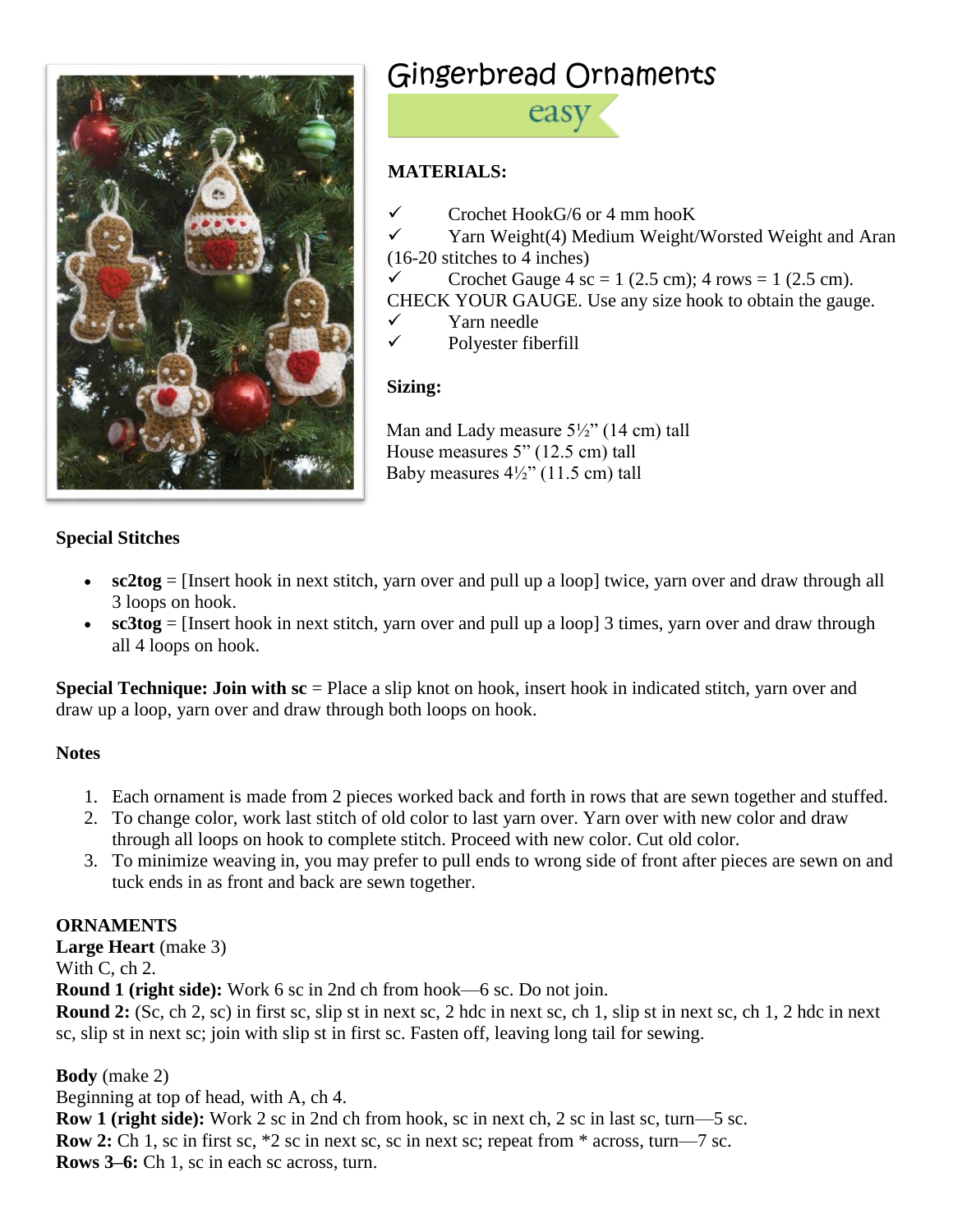# Gingerbread Ornaments

easy

**MATERIALS:**

- ✓ Crochet HookG/6 or 4 mm hooK
- ✓ Yarn Weight(4) Medium Weight/Worsted Weight and Aran (16-20 stitches to 4 inches)
- ✓ Crochet Gauge 4 sc = 1 (2.5 cm); 4 rows = 1 (2.5 cm). CHECK YOUR GAUGE. Use any size hook to obtain the gauge.
- ✓ Yarn needle
- ✓ Polyester fiberfill

**Sizing:**

Man and Lady measure 5½" (14 cm) tall
House measures 5" (12.5 cm) tall
Baby measures 4½" (11.5 cm) tall

**Special Stitches**

- **sc2tog** = [Insert hook in next stitch, yarn over and pull up a loop] twice, yarn over and draw through all 3 loops on hook.
- **sc3tog** = [Insert hook in next stitch, yarn over and pull up a loop] 3 times, yarn over and draw through all 4 loops on hook.

**Special Technique: Join with sc** = Place a slip knot on hook, insert hook in indicated stitch, yarn over and draw up a loop, yarn over and draw through both loops on hook.

**Notes**

1. Each ornament is made from 2 pieces worked back and forth in rows that are sewn together and stuffed.
2. To change color, work last stitch of old color to last yarn over. Yarn over with new color and draw through all loops on hook to complete stitch. Proceed with new color. Cut old color.
3. To minimize weaving in, you may prefer to pull ends to wrong side of front after pieces are sewn on and tuck ends in as front and back are sewn together.

**ORNAMENTS**

**Large Heart** (make 3)
With C, ch 2.
**Round 1 (right side):** Work 6 sc in 2nd ch from hook—6 sc. Do not join.
**Round 2:** (Sc, ch 2, sc) in first sc, slip st in next sc, 2 hdc in next sc, ch 1, slip st in next sc, ch 1, 2 hdc in next sc, slip st in next sc; join with slip st in first sc. Fasten off, leaving long tail for sewing.

**Body** (make 2)
Beginning at top of head, with A, ch 4.
**Row 1 (right side):** Work 2 sc in 2nd ch from hook, sc in next ch, 2 sc in last sc, turn—5 sc.
**Row 2:** Ch 1, sc in first sc, *2 sc in next sc, sc in next sc; repeat from * across, turn—7 sc.
**Rows 3–6:** Ch 1, sc in each sc across, turn.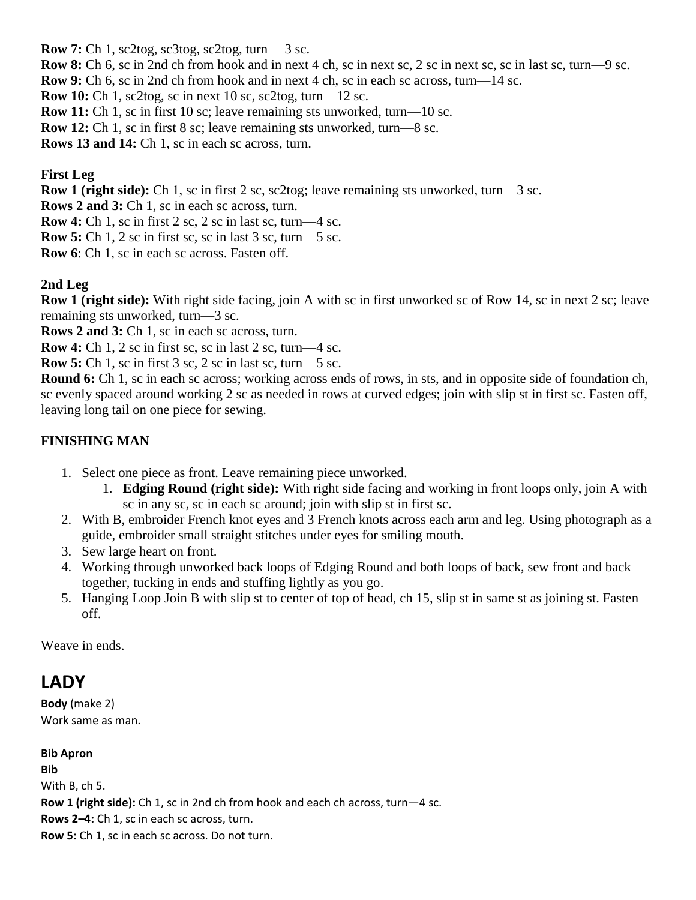**Row 7:** Ch 1, sc2tog, sc3tog, sc2tog, turn— 3 sc.
**Row 8:** Ch 6, sc in 2nd ch from hook and in next 4 ch, sc in next sc, 2 sc in next sc, sc in last sc, turn—9 sc.
**Row 9:** Ch 6, sc in 2nd ch from hook and in next 4 ch, sc in each sc across, turn—14 sc.
**Row 10:** Ch 1, sc2tog, sc in next 10 sc, sc2tog, turn—12 sc.
**Row 11:** Ch 1, sc in first 10 sc; leave remaining sts unworked, turn—10 sc.
**Row 12:** Ch 1, sc in first 8 sc; leave remaining sts unworked, turn—8 sc.
**Rows 13 and 14:** Ch 1, sc in each sc across, turn.

**First Leg**
**Row 1 (right side):** Ch 1, sc in first 2 sc, sc2tog; leave remaining sts unworked, turn—3 sc.
**Rows 2 and 3:** Ch 1, sc in each sc across, turn.
**Row 4:** Ch 1, sc in first 2 sc, 2 sc in last sc, turn—4 sc.
**Row 5:** Ch 1, 2 sc in first sc, sc in last 3 sc, turn—5 sc.
**Row 6**: Ch 1, sc in each sc across. Fasten off.

**2nd Leg**
**Row 1 (right side):** With right side facing, join A with sc in first unworked sc of Row 14, sc in next 2 sc; leave remaining sts unworked, turn—3 sc.
**Rows 2 and 3:** Ch 1, sc in each sc across, turn.
**Row 4:** Ch 1, 2 sc in first sc, sc in last 2 sc, turn—4 sc.
**Row 5:** Ch 1, sc in first 3 sc, 2 sc in last sc, turn—5 sc.
**Round 6:** Ch 1, sc in each sc across; working across ends of rows, in sts, and in opposite side of foundation ch, sc evenly spaced around working 2 sc as needed in rows at curved edges; join with slip st in first sc. Fasten off, leaving long tail on one piece for sewing.

**FINISHING MAN**

1. Select one piece as front. Leave remaining piece unworked.
    1. **Edging Round (right side):** With right side facing and working in front loops only, join A with sc in any sc, sc in each sc around; join with slip st in first sc.
2. With B, embroider French knot eyes and 3 French knots across each arm and leg. Using photograph as a guide, embroider small straight stitches under eyes for smiling mouth.
3. Sew large heart on front.
4. Working through unworked back loops of Edging Round and both loops of back, sew front and back together, tucking in ends and stuffing lightly as you go.
5. Hanging Loop Join B with slip st to center of top of head, ch 15, slip st in same st as joining st. Fasten off.

Weave in ends.

# LADY

**Body** (make 2)
Work same as man.

**Bib Apron**
**Bib**
With B, ch 5.
**Row 1 (right side):** Ch 1, sc in 2nd ch from hook and each ch across, turn—4 sc.
**Rows 2–4:** Ch 1, sc in each sc across, turn.
**Row 5:** Ch 1, sc in each sc across. Do not turn.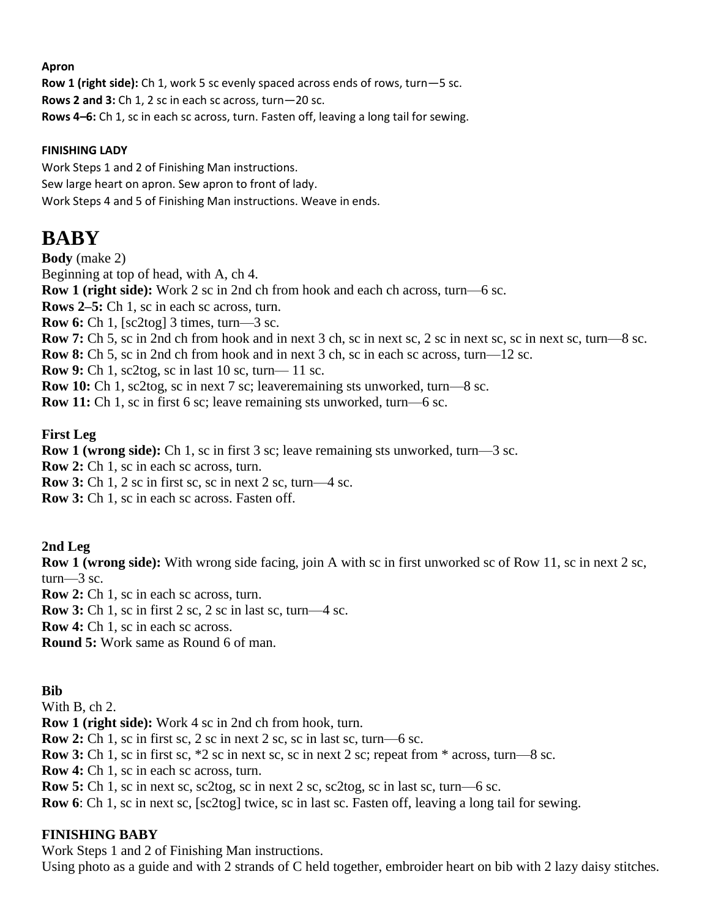**Apron**

**Row 1 (right side):** Ch 1, work 5 sc evenly spaced across ends of rows, turn—5 sc.

**Rows 2 and 3:** Ch 1, 2 sc in each sc across, turn—20 sc.

**Rows 4–6:** Ch 1, sc in each sc across, turn. Fasten off, leaving a long tail for sewing.

**FINISHING LADY**

Work Steps 1 and 2 of Finishing Man instructions.

Sew large heart on apron. Sew apron to front of lady.

Work Steps 4 and 5 of Finishing Man instructions. Weave in ends.

# BABY

**Body** (make 2)

Beginning at top of head, with A, ch 4.

**Row 1 (right side):** Work 2 sc in 2nd ch from hook and each ch across, turn—6 sc.

**Rows 2–5:** Ch 1, sc in each sc across, turn.

**Row 6:** Ch 1, [sc2tog] 3 times, turn—3 sc.

**Row 7:** Ch 5, sc in 2nd ch from hook and in next 3 ch, sc in next sc, 2 sc in next sc, sc in next sc, turn—8 sc.

**Row 8:** Ch 5, sc in 2nd ch from hook and in next 3 ch, sc in each sc across, turn—12 sc.

**Row 9:** Ch 1, sc2tog, sc in last 10 sc, turn— 11 sc.

**Row 10:** Ch 1, sc2tog, sc in next 7 sc; leaveremaining sts unworked, turn—8 sc.

**Row 11:** Ch 1, sc in first 6 sc; leave remaining sts unworked, turn—6 sc.

**First Leg**

**Row 1 (wrong side):** Ch 1, sc in first 3 sc; leave remaining sts unworked, turn—3 sc.

**Row 2:** Ch 1, sc in each sc across, turn.

**Row 3:** Ch 1, 2 sc in first sc, sc in next 2 sc, turn—4 sc.

**Row 3:** Ch 1, sc in each sc across. Fasten off.

**2nd Leg**

**Row 1 (wrong side):** With wrong side facing, join A with sc in first unworked sc of Row 11, sc in next 2 sc, turn—3 sc.

**Row 2:** Ch 1, sc in each sc across, turn.

**Row 3:** Ch 1, sc in first 2 sc, 2 sc in last sc, turn—4 sc.

**Row 4:** Ch 1, sc in each sc across.

**Round 5:** Work same as Round 6 of man.

**Bib**

With B, ch 2.

**Row 1 (right side):** Work 4 sc in 2nd ch from hook, turn.

**Row 2:** Ch 1, sc in first sc, 2 sc in next 2 sc, sc in last sc, turn—6 sc.

**Row 3:** Ch 1, sc in first sc, *2 sc in next sc, sc in next 2 sc; repeat from * across, turn—8 sc.

**Row 4:** Ch 1, sc in each sc across, turn.

**Row 5:** Ch 1, sc in next sc, sc2tog, sc in next 2 sc, sc2tog, sc in last sc, turn—6 sc.

**Row 6**: Ch 1, sc in next sc, [sc2tog] twice, sc in last sc. Fasten off, leaving a long tail for sewing.

**FINISHING BABY**

Work Steps 1 and 2 of Finishing Man instructions.

Using photo as a guide and with 2 strands of C held together, embroider heart on bib with 2 lazy daisy stitches.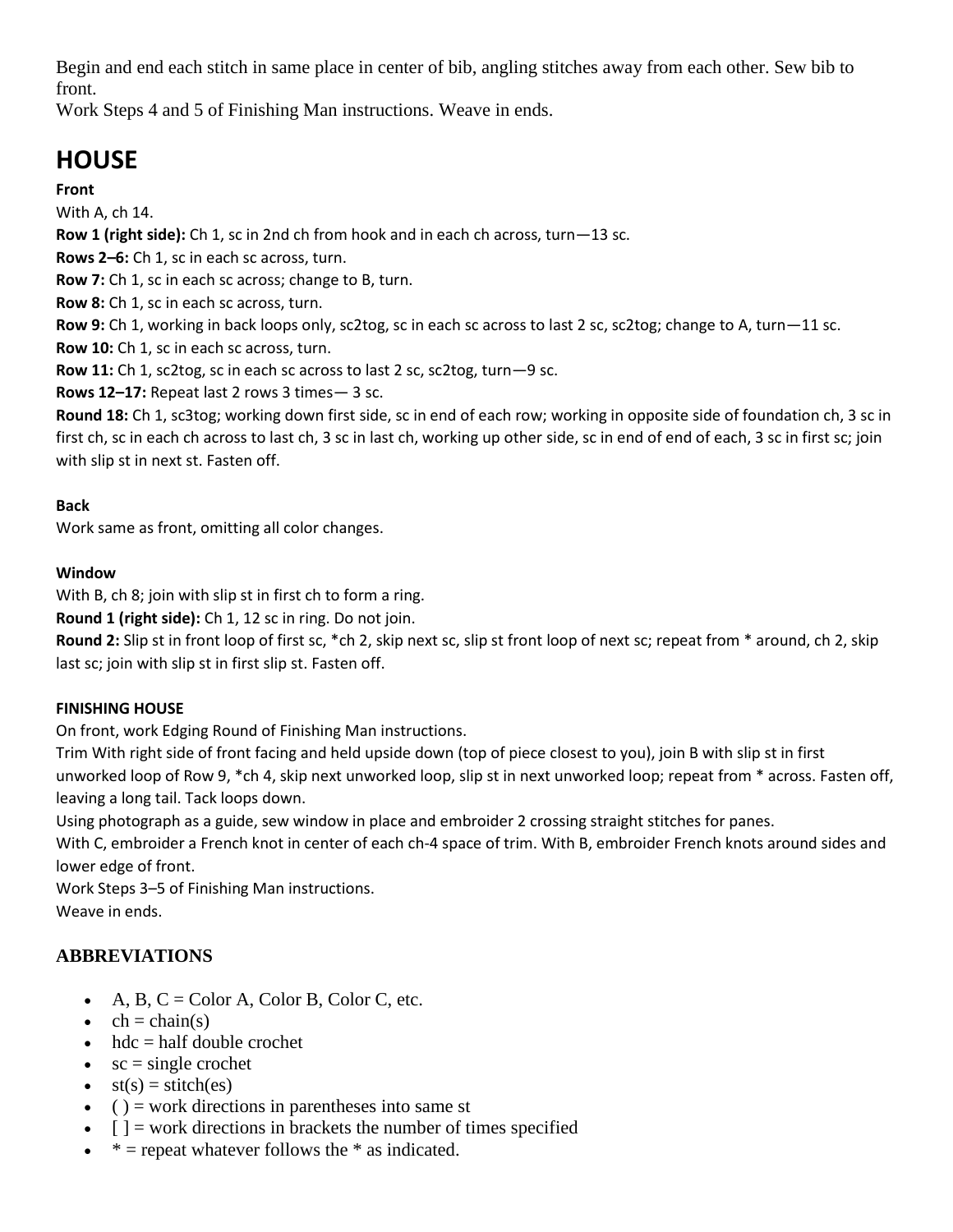Begin and end each stitch in same place in center of bib, angling stitches away from each other. Sew bib to front.
Work Steps 4 and 5 of Finishing Man instructions. Weave in ends.

# HOUSE

**Front**
With A, ch 14.
**Row 1 (right side):** Ch 1, sc in 2nd ch from hook and in each ch across, turn—13 sc.
**Rows 2–6:** Ch 1, sc in each sc across, turn.
**Row 7:** Ch 1, sc in each sc across; change to B, turn.
**Row 8:** Ch 1, sc in each sc across, turn.
**Row 9:** Ch 1, working in back loops only, sc2tog, sc in each sc across to last 2 sc, sc2tog; change to A, turn—11 sc.
**Row 10:** Ch 1, sc in each sc across, turn.
**Row 11:** Ch 1, sc2tog, sc in each sc across to last 2 sc, sc2tog, turn—9 sc.
**Rows 12–17:** Repeat last 2 rows 3 times— 3 sc.
**Round 18:** Ch 1, sc3tog; working down first side, sc in end of each row; working in opposite side of foundation ch, 3 sc in first ch, sc in each ch across to last ch, 3 sc in last ch, working up other side, sc in end of end of each, 3 sc in first sc; join with slip st in next st. Fasten off.

**Back**
Work same as front, omitting all color changes.

**Window**
With B, ch 8; join with slip st in first ch to form a ring.
**Round 1 (right side):** Ch 1, 12 sc in ring. Do not join.
**Round 2:** Slip st in front loop of first sc, *ch 2, skip next sc, slip st front loop of next sc; repeat from * around, ch 2, skip last sc; join with slip st in first slip st. Fasten off.

**FINISHING HOUSE**
On front, work Edging Round of Finishing Man instructions.
Trim With right side of front facing and held upside down (top of piece closest to you), join B with slip st in first unworked loop of Row 9, *ch 4, skip next unworked loop, slip st in next unworked loop; repeat from * across. Fasten off, leaving a long tail. Tack loops down.
Using photograph as a guide, sew window in place and embroider 2 crossing straight stitches for panes.
With C, embroider a French knot in center of each ch-4 space of trim. With B, embroider French knots around sides and lower edge of front.
Work Steps 3–5 of Finishing Man instructions.
Weave in ends.

## ABBREVIATIONS

- A, B, C = Color A, Color B, Color C, etc.
- ch = chain(s)
- hdc = half double crochet
- sc = single crochet
- st(s) = stitch(es)
- ( ) = work directions in parentheses into same st
- [ ] = work directions in brackets the number of times specified
- * = repeat whatever follows the * as indicated.